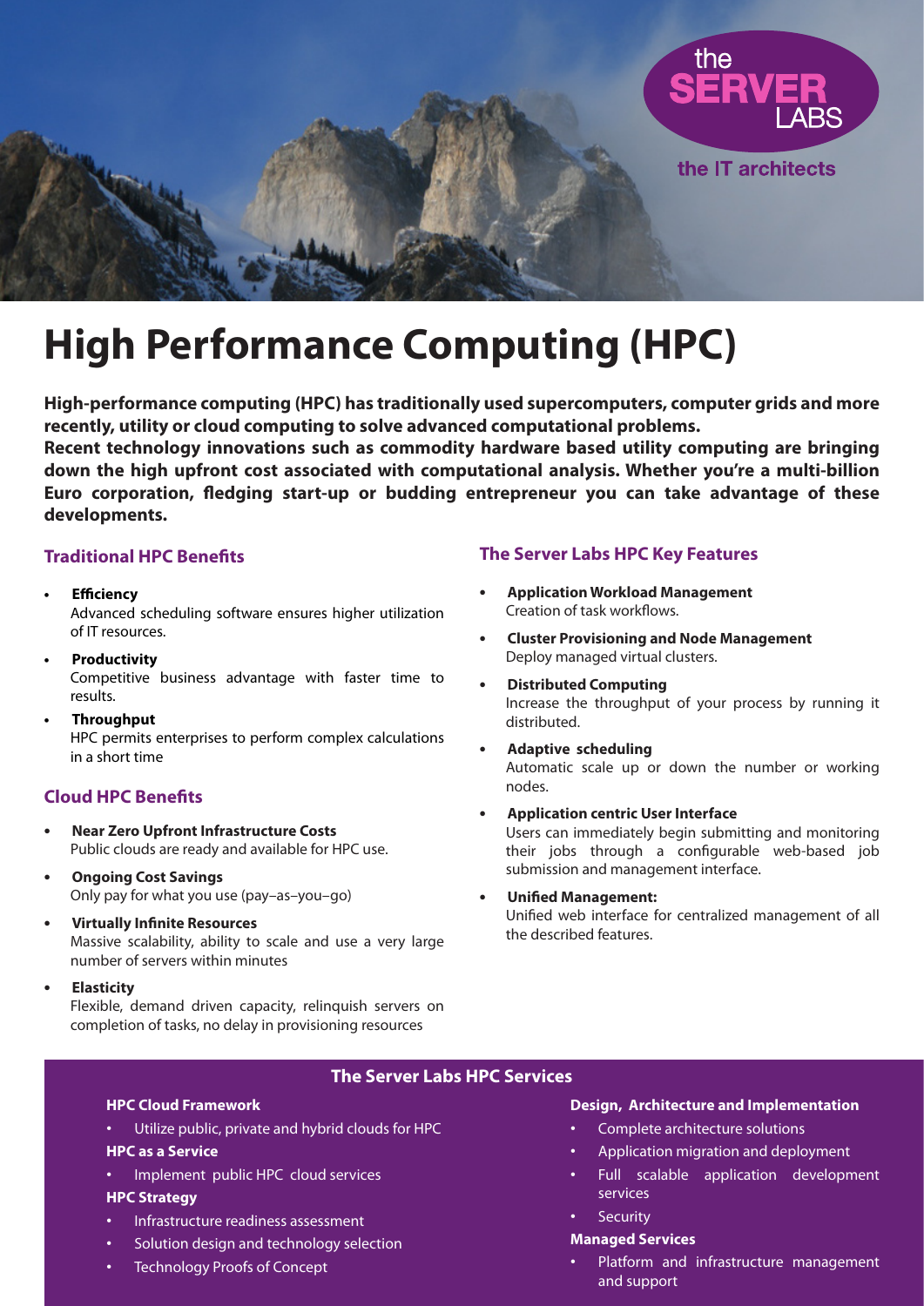the SERVER LABS

the IT architects

# High Performance Computing (HPC)

**High-performance computing (HPC) has traditionally used supercomputers, computer grids and more recently, utility or cloud computing to solve advanced computational problems.**
**Recent technology innovations such as commodity hardware based utility computing are bringing down the high upfront cost associated with computational analysis. Whether you're a multi-billion Euro corporation, fledging start-up or budding entrepreneur you can take advantage of these developments.**

## Traditional HPC Benefits

- **Efficiency**
  Advanced scheduling software ensures higher utilization of IT resources.
- **Productivity**
  Competitive business advantage with faster time to results.
- **Throughput**
  HPC permits enterprises to perform complex calculations in a short time

## Cloud HPC Benefits

- **Near Zero Upfront Infrastructure Costs**
  Public clouds are ready and available for HPC use.
- **Ongoing Cost Savings**
  Only pay for what you use (pay–as–you–go)
- **Virtually Infinite Resources**
  Massive scalability, ability to scale and use a very large number of servers within minutes
- **Elasticity**
  Flexible, demand driven capacity, relinquish servers on completion of tasks, no delay in provisioning resources

## The Server Labs HPC Key Features

- **Application Workload Management**
  Creation of task workflows.
- **Cluster Provisioning and Node Management**
  Deploy managed virtual clusters.
- **Distributed Computing**
  Increase the throughput of your process by running it distributed.
- **Adaptive scheduling**
  Automatic scale up or down the number or working nodes.
- **Application centric User Interface**
  Users can immediately begin submitting and monitoring their jobs through a configurable web-based job submission and management interface.
- **Unified Management:**
  Unified web interface for centralized management of all the described features.

## The Server Labs HPC Services

**HPC Cloud Framework**

- Utilize public, private and hybrid clouds for HPC

**HPC as a Service**

- Implement public HPC cloud services

**HPC Strategy**

- Infrastructure readiness assessment
- Solution design and technology selection
- Technology Proofs of Concept

**Design, Architecture and Implementation**

- Complete architecture solutions
- Application migration and deployment
- Full scalable application development services
- Security

**Managed Services**

- Platform and infrastructure management and support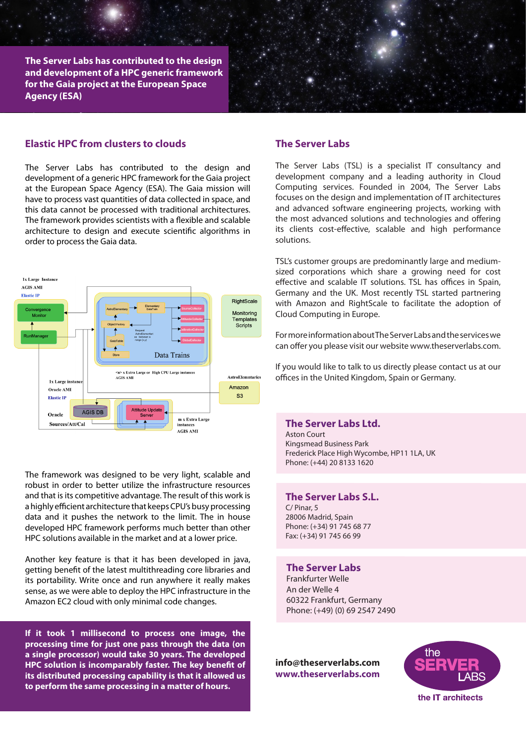**The Server Labs has contributed to the design and development of a HPC generic framework for the Gaia project at the European Space Agency (ESA)**

## Elastic HPC from clusters to clouds

The Server Labs has contributed to the design and development of a generic HPC framework for the Gaia project at the European Space Agency (ESA). The Gaia mission will have to process vast quantities of data collected in space, and this data cannot be processed with traditional architectures. The framework provides scientists with a flexible and scalable architecture to design and execute scientific algorithms in order to process the Gaia data.

1x Large Instance
AGIS AMI
Elastic IP
Convergence Monitor
RunManager
AstroElementary
Elementary DataTrain
SourceCollector
AttitudeCollector
CalibrationCollector
GlobalCollector
Object Factory
Request AstroElementari es between a range [x,y]
GaiaTable
Store
Data Trains
RightScale
Monitoring Templates Scripts
<n> x Extra Large or High CPU Large instances
AGIS AMI
AstroElemntaries
Amazon S3
1x Large instance
Oracle AMI
Elastic IP
AGIS DB
Attitude Update Server
Oracle
Sources/Att/Cal
m x Extra Large instances
AGIS AMI

The framework was designed to be very light, scalable and robust in order to better utilize the infrastructure resources and that is its competitive advantage. The result of this work is a highly efficient architecture that keeps CPU's busy processing data and it pushes the network to the limit. The in house developed HPC framework performs much better than other HPC solutions available in the market and at a lower price.

Another key feature is that it has been developed in java, getting benefit of the latest multithreading core libraries and its portability. Write once and run anywhere it really makes sense, as we were able to deploy the HPC infrastructure in the Amazon EC2 cloud with only minimal code changes.

**If it took 1 millisecond to process one image, the processing time for just one pass through the data (on a single processor) would take 30 years. The developed HPC solution is incomparably faster. The key benefit of its distributed processing capability is that it allowed us to perform the same processing in a matter of hours.**

## The Server Labs

The Server Labs (TSL) is a specialist IT consultancy and development company and a leading authority in Cloud Computing services. Founded in 2004, The Server Labs focuses on the design and implementation of IT architectures and advanced software engineering projects, working with the most advanced solutions and technologies and offering its clients cost-effective, scalable and high performance solutions.

TSL's customer groups are predominantly large and medium-sized corporations which share a growing need for cost effective and scalable IT solutions. TSL has offices in Spain, Germany and the UK. Most recently TSL started partnering with Amazon and RightScale to facilitate the adoption of Cloud Computing in Europe.

For more information about The Server Labs and the services we can offer you please visit our website www.theserverlabs.com.

If you would like to talk to us directly please contact us at our offices in the United Kingdom, Spain or Germany.

### The Server Labs Ltd.

Aston Court
Kingsmead Business Park
Frederick Place High Wycombe, HP11 1LA, UK
Phone: (+44) 20 8133 1620

### The Server Labs S.L.

C/ Pinar, 5
28006 Madrid, Spain
Phone: (+34) 91 745 68 77
Fax: (+34) 91 745 66 99

### The Server Labs

Frankfurter Welle
An der Welle 4
60322 Frankfurt, Germany
Phone: (+49) (0) 69 2547 2490

**info@theserverlabs.com**
**www.theserverlabs.com**

the SERVER LABS
the IT architects